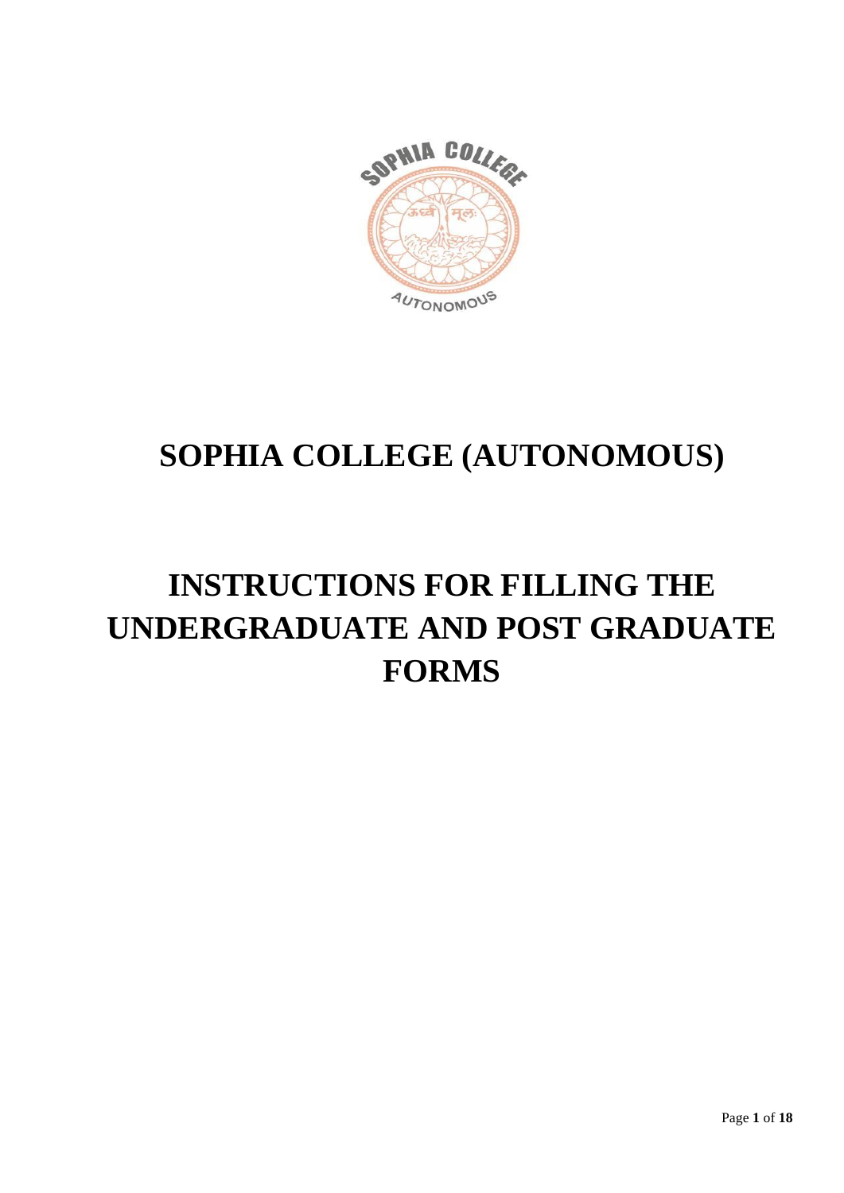# SOPHIA COLLEGE (AUTONOMOUS)

# INSTRUCTIONS FOR FILLING THE UNDERGRADUATE AND POST GRADUATE FORMS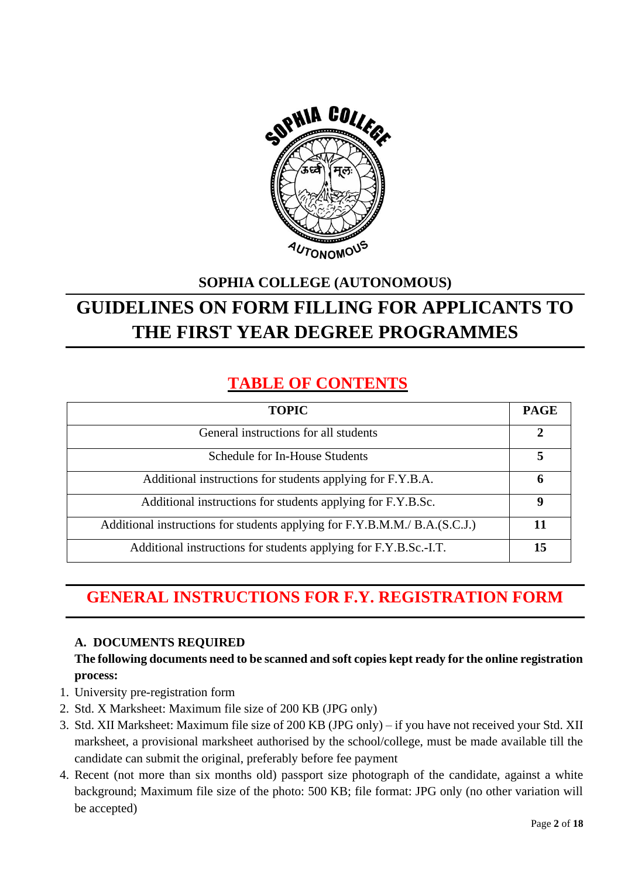**SOPHIA COLLEGE (AUTONOMOUS)**

# GUIDELINES ON FORM FILLING FOR APPLICANTS TO THE FIRST YEAR DEGREE PROGRAMMES

## TABLE OF CONTENTS

| TOPIC | PAGE |
|---|---|
| General instructions for all students | **2** |
| Schedule for In-House Students | **5** |
| Additional instructions for students applying for F.Y.B.A. | **6** |
| Additional instructions for students applying for F.Y.B.Sc. | **9** |
| Additional instructions for students applying for F.Y.B.M.M./ B.A.(S.C.J.) | **11** |
| Additional instructions for students applying for F.Y.B.Sc.-I.T. | **15** |

## GENERAL INSTRUCTIONS FOR F.Y. REGISTRATION FORM

### A. DOCUMENTS REQUIRED

**The following documents need to be scanned and soft copies kept ready for the online registration process:**

1. University pre-registration form
2. Std. X Marksheet: Maximum file size of 200 KB (JPG only)
3. Std. XII Marksheet: Maximum file size of 200 KB (JPG only) – if you have not received your Std. XII marksheet, a provisional marksheet authorised by the school/college, must be made available till the candidate can submit the original, preferably before fee payment
4. Recent (not more than six months old) passport size photograph of the candidate, against a white background; Maximum file size of the photo: 500 KB; file format: JPG only (no other variation will be accepted)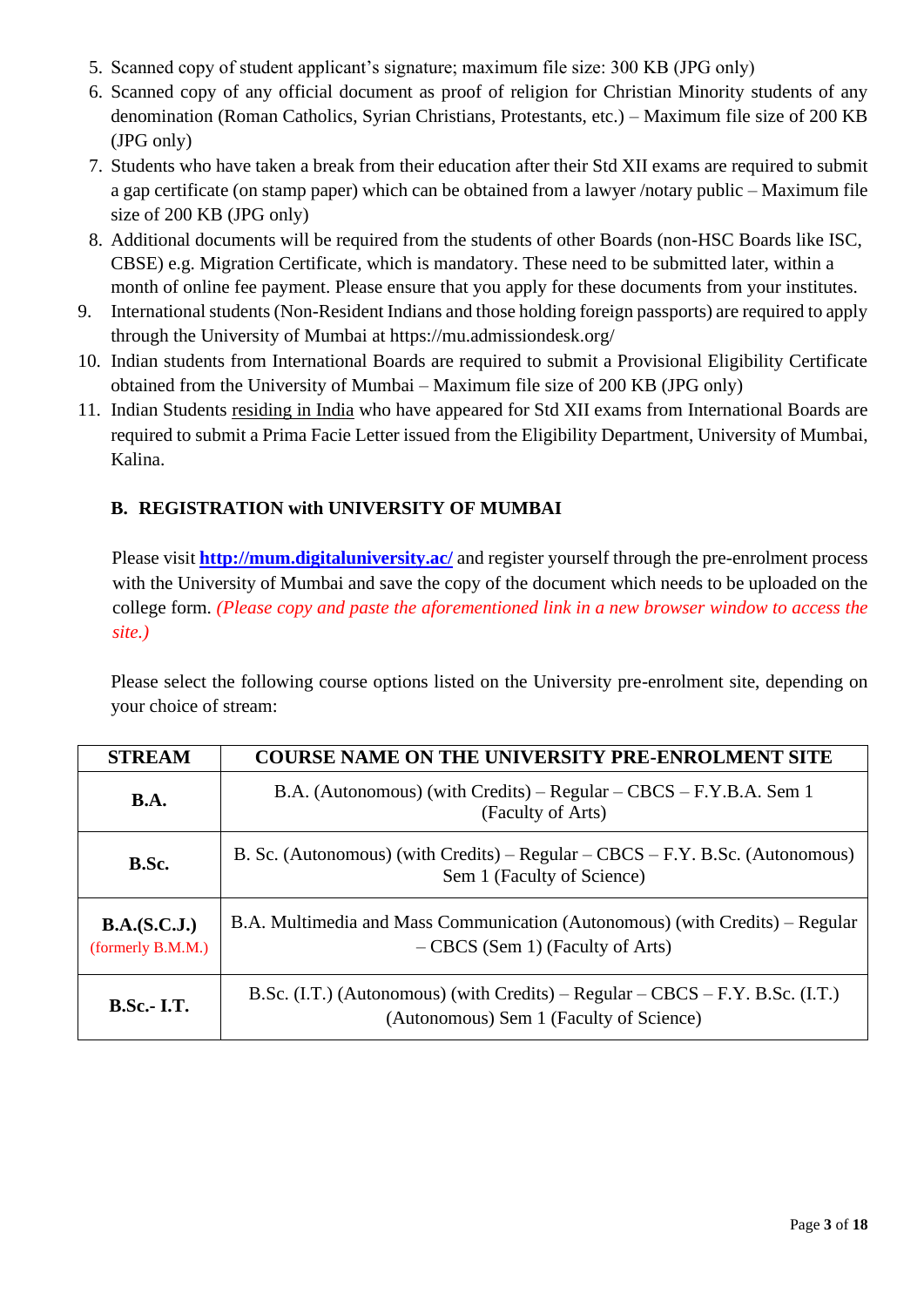5. Scanned copy of student applicant's signature; maximum file size: 300 KB (JPG only)
6. Scanned copy of any official document as proof of religion for Christian Minority students of any denomination (Roman Catholics, Syrian Christians, Protestants, etc.) – Maximum file size of 200 KB (JPG only)
7. Students who have taken a break from their education after their Std XII exams are required to submit a gap certificate (on stamp paper) which can be obtained from a lawyer /notary public – Maximum file size of 200 KB (JPG only)
8. Additional documents will be required from the students of other Boards (non-HSC Boards like ISC, CBSE) e.g. Migration Certificate, which is mandatory. These need to be submitted later, within a month of online fee payment. Please ensure that you apply for these documents from your institutes.
9. International students (Non-Resident Indians and those holding foreign passports) are required to apply through the University of Mumbai at https://mu.admissiondesk.org/
10. Indian students from International Boards are required to submit a Provisional Eligibility Certificate obtained from the University of Mumbai – Maximum file size of 200 KB (JPG only)
11. Indian Students residing in India who have appeared for Std XII exams from International Boards are required to submit a Prima Facie Letter issued from the Eligibility Department, University of Mumbai, Kalina.

### B. REGISTRATION with UNIVERSITY OF MUMBAI

Please visit **http://mum.digitaluniversity.ac/** and register yourself through the pre-enrolment process with the University of Mumbai and save the copy of the document which needs to be uploaded on the college form. *(Please copy and paste the aforementioned link in a new browser window to access the site.)*

Please select the following course options listed on the University pre-enrolment site, depending on your choice of stream:

| STREAM | COURSE NAME ON THE UNIVERSITY PRE-ENROLMENT SITE |
|---|---|
| **B.A.** | B.A. (Autonomous) (with Credits) – Regular – CBCS – F.Y.B.A. Sem 1 (Faculty of Arts) |
| **B.Sc.** | B. Sc. (Autonomous) (with Credits) – Regular – CBCS – F.Y. B.Sc. (Autonomous) Sem 1 (Faculty of Science) |
| **B.A.(S.C.J.)** (formerly B.M.M.) | B.A. Multimedia and Mass Communication (Autonomous) (with Credits) – Regular – CBCS (Sem 1) (Faculty of Arts) |
| **B.Sc.- I.T.** | B.Sc. (I.T.) (Autonomous) (with Credits) – Regular – CBCS – F.Y. B.Sc. (I.T.) (Autonomous) Sem 1 (Faculty of Science) |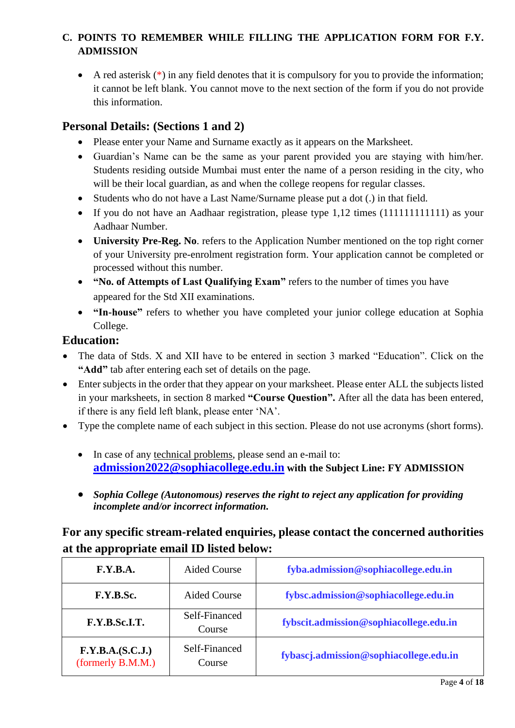## C. POINTS TO REMEMBER WHILE FILLING THE APPLICATION FORM FOR F.Y. ADMISSION

- A red asterisk (*) in any field denotes that it is compulsory for you to provide the information; it cannot be left blank. You cannot move to the next section of the form if you do not provide this information.

### Personal Details: (Sections 1 and 2)

- Please enter your Name and Surname exactly as it appears on the Marksheet.
- Guardian's Name can be the same as your parent provided you are staying with him/her. Students residing outside Mumbai must enter the name of a person residing in the city, who will be their local guardian, as and when the college reopens for regular classes.
- Students who do not have a Last Name/Surname please put a dot (.) in that field.
- If you do not have an Aadhaar registration, please type 1,12 times (111111111111) as your Aadhaar Number.
- **University Pre-Reg. No**. refers to the Application Number mentioned on the top right corner of your University pre-enrolment registration form. Your application cannot be completed or processed without this number.
- **"No. of Attempts of Last Qualifying Exam"** refers to the number of times you have appeared for the Std XII examinations.
- **"In-house"** refers to whether you have completed your junior college education at Sophia College.

### Education:

- The data of Stds. X and XII have to be entered in section 3 marked "Education". Click on the **"Add"** tab after entering each set of details on the page.
- Enter subjects in the order that they appear on your marksheet. Please enter ALL the subjects listed in your marksheets, in section 8 marked **"Course Question".** After all the data has been entered, if there is any field left blank, please enter 'NA'.
- Type the complete name of each subject in this section. Please do not use acronyms (short forms).

- In case of any technical problems, please send an e-mail to: **admission2022@sophiacollege.edu.in** **with the Subject Line: FY ADMISSION**

- ***Sophia College (Autonomous) reserves the right to reject any application for providing incomplete and/or incorrect information.***

### For any specific stream-related enquiries, please contact the concerned authorities at the appropriate email ID listed below:

| | | |
|---|---|---|
| **F.Y.B.A.** | Aided Course | **fyba.admission@sophiacollege.edu.in** |
| **F.Y.B.Sc.** | Aided Course | **fybsc.admission@sophiacollege.edu.in** |
| **F.Y.B.Sc.I.T.** | Self-Financed Course | **fybscit.admission@sophiacollege.edu.in** |
| **F.Y.B.A.(S.C.J.)** (formerly B.M.M.) | Self-Financed Course | **fybascj.admission@sophiacollege.edu.in** |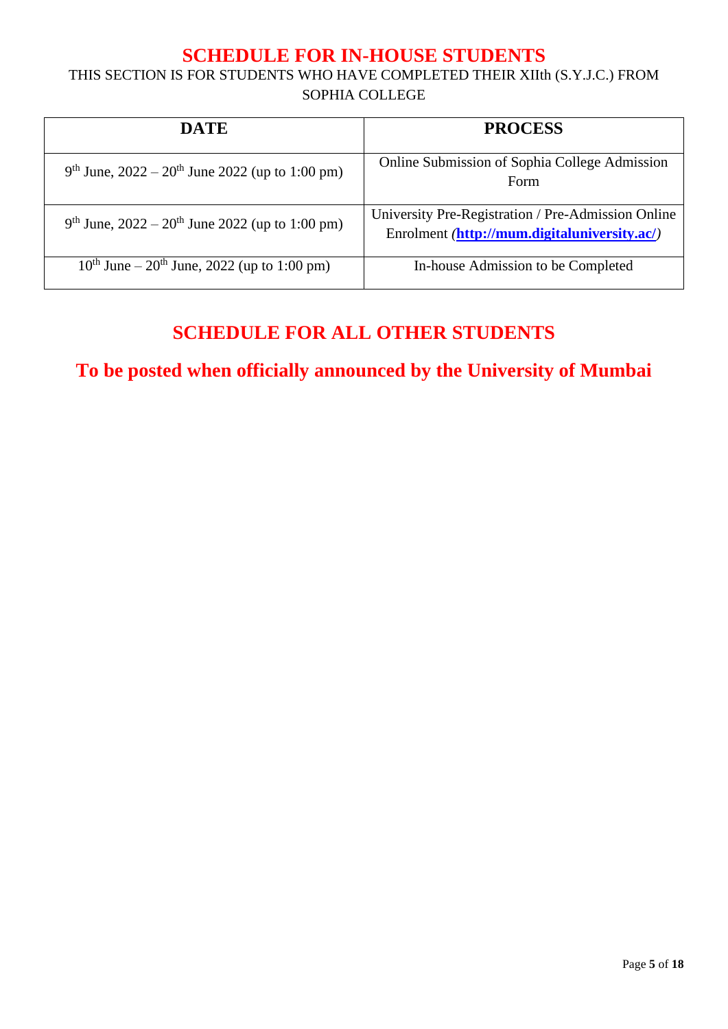# SCHEDULE FOR IN-HOUSE STUDENTS

THIS SECTION IS FOR STUDENTS WHO HAVE COMPLETED THEIR XIIth (S.Y.J.C.) FROM SOPHIA COLLEGE

| DATE | PROCESS |
|---|---|
| 9th June, 2022 – 20th June 2022 (up to 1:00 pm) | Online Submission of Sophia College Admission Form |
| 9th June, 2022 – 20th June 2022 (up to 1:00 pm) | University Pre-Registration / Pre-Admission Online Enrolment (**http://mum.digitaluniversity.ac/**) |
| 10th June – 20th June, 2022 (up to 1:00 pm) | In-house Admission to be Completed |

# SCHEDULE FOR ALL OTHER STUDENTS

## To be posted when officially announced by the University of Mumbai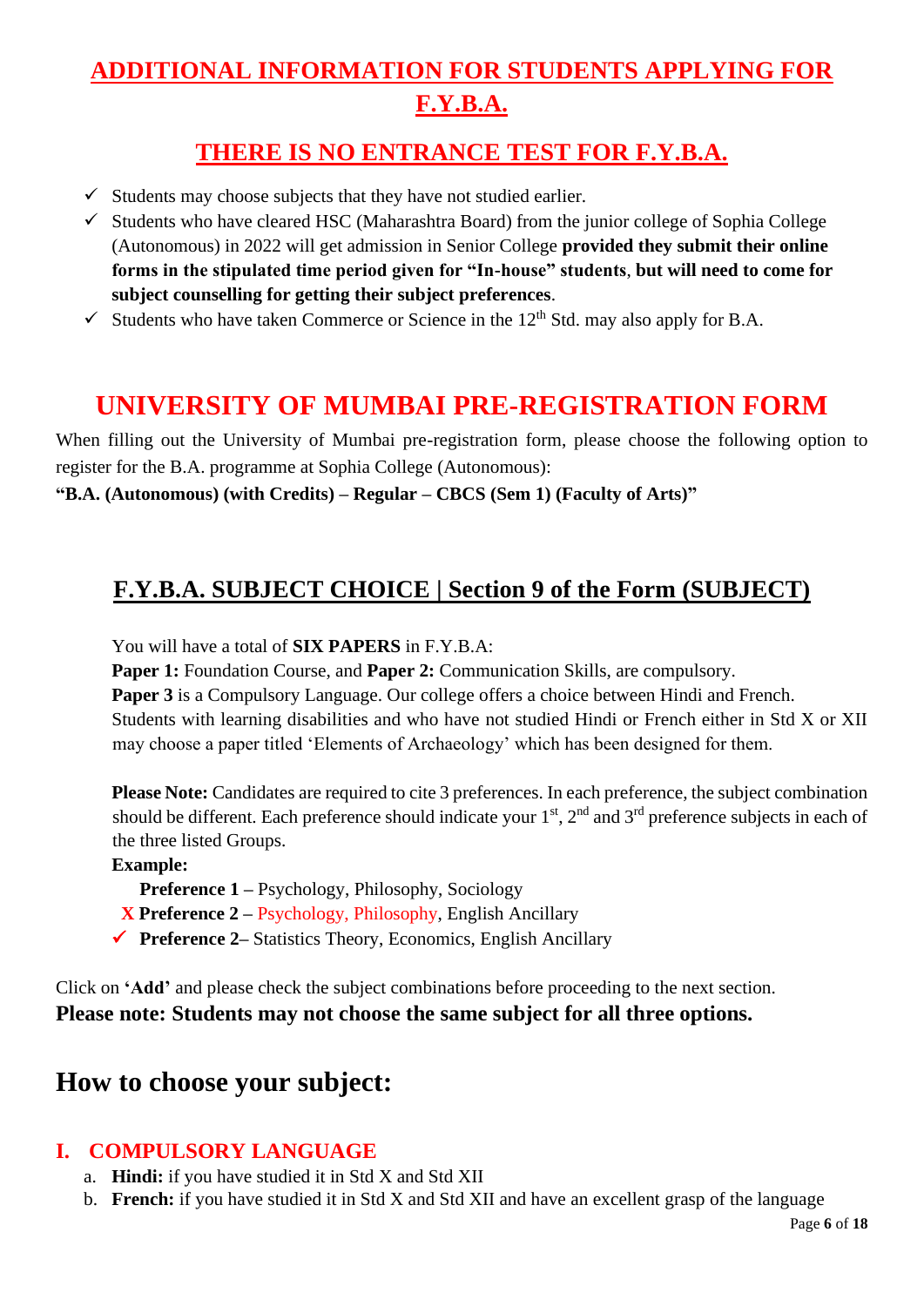## ADDITIONAL INFORMATION FOR STUDENTS APPLYING FOR F.Y.B.A.

## THERE IS NO ENTRANCE TEST FOR F.Y.B.A.

- ✓ Students may choose subjects that they have not studied earlier.
- ✓ Students who have cleared HSC (Maharashtra Board) from the junior college of Sophia College (Autonomous) in 2022 will get admission in Senior College **provided they submit their online forms in the stipulated time period given for "In-house" students**, **but will need to come for subject counselling for getting their subject preferences**.
- ✓ Students who have taken Commerce or Science in the 12th Std. may also apply for B.A.

# UNIVERSITY OF MUMBAI PRE-REGISTRATION FORM

When filling out the University of Mumbai pre-registration form, please choose the following option to register for the B.A. programme at Sophia College (Autonomous):

**"B.A. (Autonomous) (with Credits) – Regular – CBCS (Sem 1) (Faculty of Arts)"**

## F.Y.B.A. SUBJECT CHOICE | Section 9 of the Form (SUBJECT)

You will have a total of **SIX PAPERS** in F.Y.B.A:

**Paper 1:** Foundation Course, and **Paper 2:** Communication Skills, are compulsory.

**Paper 3** is a Compulsory Language. Our college offers a choice between Hindi and French. Students with learning disabilities and who have not studied Hindi or French either in Std X or XII may choose a paper titled 'Elements of Archaeology' which has been designed for them.

**Please Note:** Candidates are required to cite 3 preferences. In each preference, the subject combination should be different. Each preference should indicate your 1st, 2nd and 3rd preference subjects in each of the three listed Groups.

**Example:**

**Preference 1 –** Psychology, Philosophy, Sociology

X **Preference 2 –** Psychology, Philosophy, English Ancillary

✓ **Preference 2–** Statistics Theory, Economics, English Ancillary

Click on **'Add'** and please check the subject combinations before proceeding to the next section.

**Please note: Students may not choose the same subject for all three options.**

# How to choose your subject:

## I. COMPULSORY LANGUAGE

a. **Hindi:** if you have studied it in Std X and Std XII
b. **French:** if you have studied it in Std X and Std XII and have an excellent grasp of the language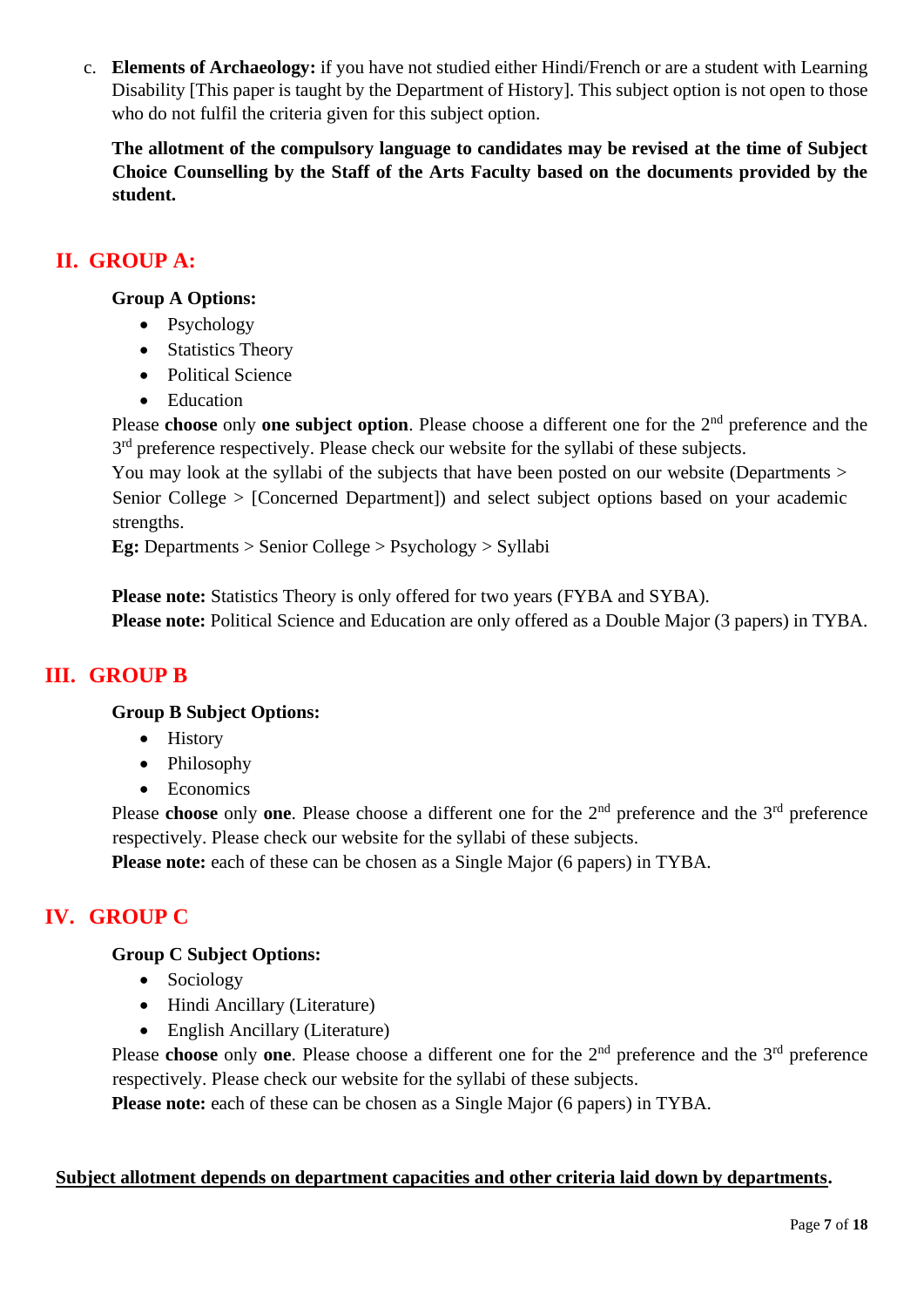c. **Elements of Archaeology:** if you have not studied either Hindi/French or are a student with Learning Disability [This paper is taught by the Department of History]. This subject option is not open to those who do not fulfil the criteria given for this subject option.

**The allotment of the compulsory language to candidates may be revised at the time of Subject Choice Counselling by the Staff of the Arts Faculty based on the documents provided by the student.**

## II. GROUP A:

**Group A Options:**

- Psychology
- Statistics Theory
- Political Science
- Education

Please **choose** only **one subject option**. Please choose a different one for the 2nd preference and the 3rd preference respectively. Please check our website for the syllabi of these subjects.

You may look at the syllabi of the subjects that have been posted on our website (Departments > Senior College > [Concerned Department]) and select subject options based on your academic strengths.

**Eg:** Departments > Senior College > Psychology > Syllabi

**Please note:** Statistics Theory is only offered for two years (FYBA and SYBA).

**Please note:** Political Science and Education are only offered as a Double Major (3 papers) in TYBA.

## III. GROUP B

**Group B Subject Options:**

- History
- Philosophy
- Economics

Please **choose** only **one**. Please choose a different one for the 2nd preference and the 3rd preference respectively. Please check our website for the syllabi of these subjects.

**Please note:** each of these can be chosen as a Single Major (6 papers) in TYBA.

## IV. GROUP C

**Group C Subject Options:**

- Sociology
- Hindi Ancillary (Literature)
- English Ancillary (Literature)

Please **choose** only **one**. Please choose a different one for the 2nd preference and the 3rd preference respectively. Please check our website for the syllabi of these subjects.

**Please note:** each of these can be chosen as a Single Major (6 papers) in TYBA.

**Subject allotment depends on department capacities and other criteria laid down by departments.**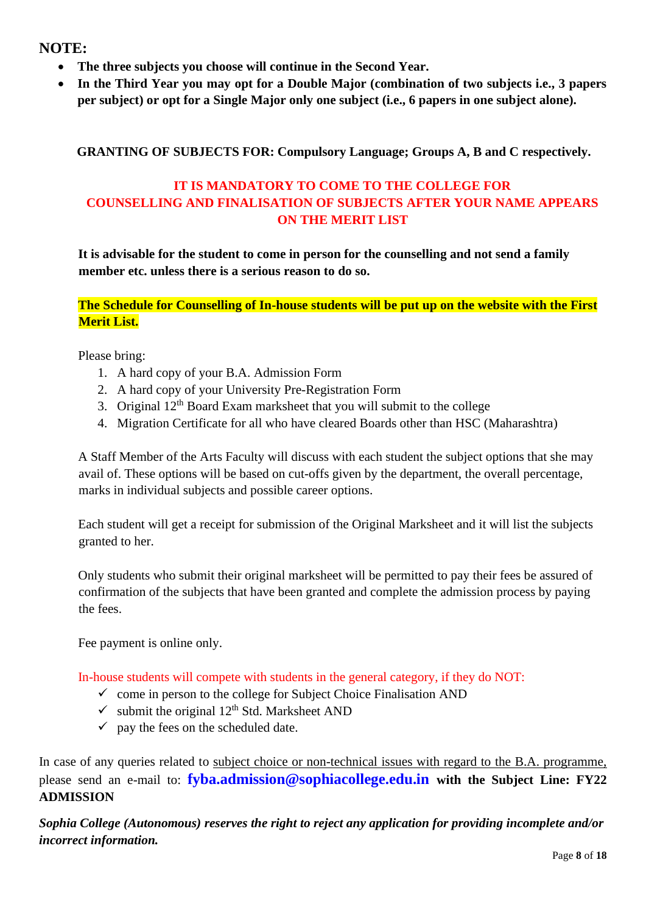## NOTE:

- **The three subjects you choose will continue in the Second Year.**
- **In the Third Year you may opt for a Double Major (combination of two subjects i.e., 3 papers per subject) or opt for a Single Major only one subject (i.e., 6 papers in one subject alone).**

**GRANTING OF SUBJECTS FOR: Compulsory Language; Groups A, B and C respectively.**

**IT IS MANDATORY TO COME TO THE COLLEGE FOR COUNSELLING AND FINALISATION OF SUBJECTS AFTER YOUR NAME APPEARS ON THE MERIT LIST**

**It is advisable for the student to come in person for the counselling and not send a family member etc. unless there is a serious reason to do so.**

**The Schedule for Counselling of In-house students will be put up on the website with the First Merit List.**

Please bring:

1. A hard copy of your B.A. Admission Form
2. A hard copy of your University Pre-Registration Form
3. Original 12th Board Exam marksheet that you will submit to the college
4. Migration Certificate for all who have cleared Boards other than HSC (Maharashtra)

A Staff Member of the Arts Faculty will discuss with each student the subject options that she may avail of. These options will be based on cut-offs given by the department, the overall percentage, marks in individual subjects and possible career options.

Each student will get a receipt for submission of the Original Marksheet and it will list the subjects granted to her.

Only students who submit their original marksheet will be permitted to pay their fees be assured of confirmation of the subjects that have been granted and complete the admission process by paying the fees.

Fee payment is online only.

In-house students will compete with students in the general category, if they do NOT:

- ✓ come in person to the college for Subject Choice Finalisation AND
- ✓ submit the original 12th Std. Marksheet AND
- ✓ pay the fees on the scheduled date.

In case of any queries related to subject choice or non-technical issues with regard to the B.A. programme, please send an e-mail to: **fyba.admission@sophiacollege.edu.in** **with the Subject Line: FY22 ADMISSION**

***Sophia College (Autonomous) reserves the right to reject any application for providing incomplete and/or incorrect information.***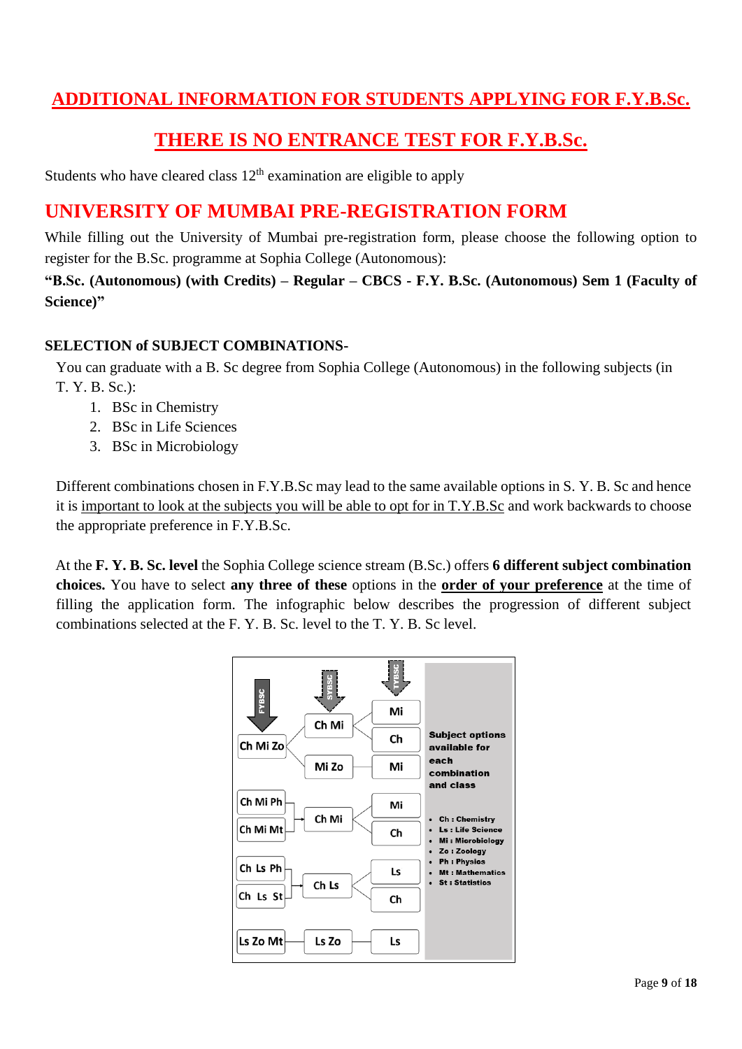## ADDITIONAL INFORMATION FOR STUDENTS APPLYING FOR F.Y.B.Sc.

## THERE IS NO ENTRANCE TEST FOR F.Y.B.Sc.

Students who have cleared class 12th examination are eligible to apply

## UNIVERSITY OF MUMBAI PRE-REGISTRATION FORM

While filling out the University of Mumbai pre-registration form, please choose the following option to register for the B.Sc. programme at Sophia College (Autonomous):

**"B.Sc. (Autonomous) (with Credits) – Regular – CBCS - F.Y. B.Sc. (Autonomous) Sem 1 (Faculty of Science)"**

### SELECTION of SUBJECT COMBINATIONS-

You can graduate with a B. Sc degree from Sophia College (Autonomous) in the following subjects (in T. Y. B. Sc.):

1. BSc in Chemistry
2. BSc in Life Sciences
3. BSc in Microbiology

Different combinations chosen in F.Y.B.Sc may lead to the same available options in S. Y. B. Sc and hence it is important to look at the subjects you will be able to opt for in T.Y.B.Sc and work backwards to choose the appropriate preference in F.Y.B.Sc.

At the **F. Y. B. Sc. level** the Sophia College science stream (B.Sc.) offers **6 different subject combination choices.** You have to select **any three of these** options in the **order of your preference** at the time of filling the application form. The infographic below describes the progression of different subject combinations selected at the F. Y. B. Sc. level to the T. Y. B. Sc level.

| FYBSC | SYBSC | TYBSC |
|---|---|---|
| Ch Mi Zo | Ch Mi | Mi |
| | | Ch |
| | Mi Zo | Mi |
| Ch Mi Ph / Ch Mi Mt | Ch Mi | Mi |
| | | Ch |
| Ch Ls Ph / Ch Ls St | Ch Ls | Ls |
| | | Ch |
| Ls Zo Mt | Ls Zo | Ls |

**Subject options available for each combination and class**

- **Ch :** Chemistry
- **Ls :** Life Science
- **Mi :** Microbiology
- **Zo :** Zoology
- **Ph :** Physics
- **Mt :** Mathematics
- **St :** Statistics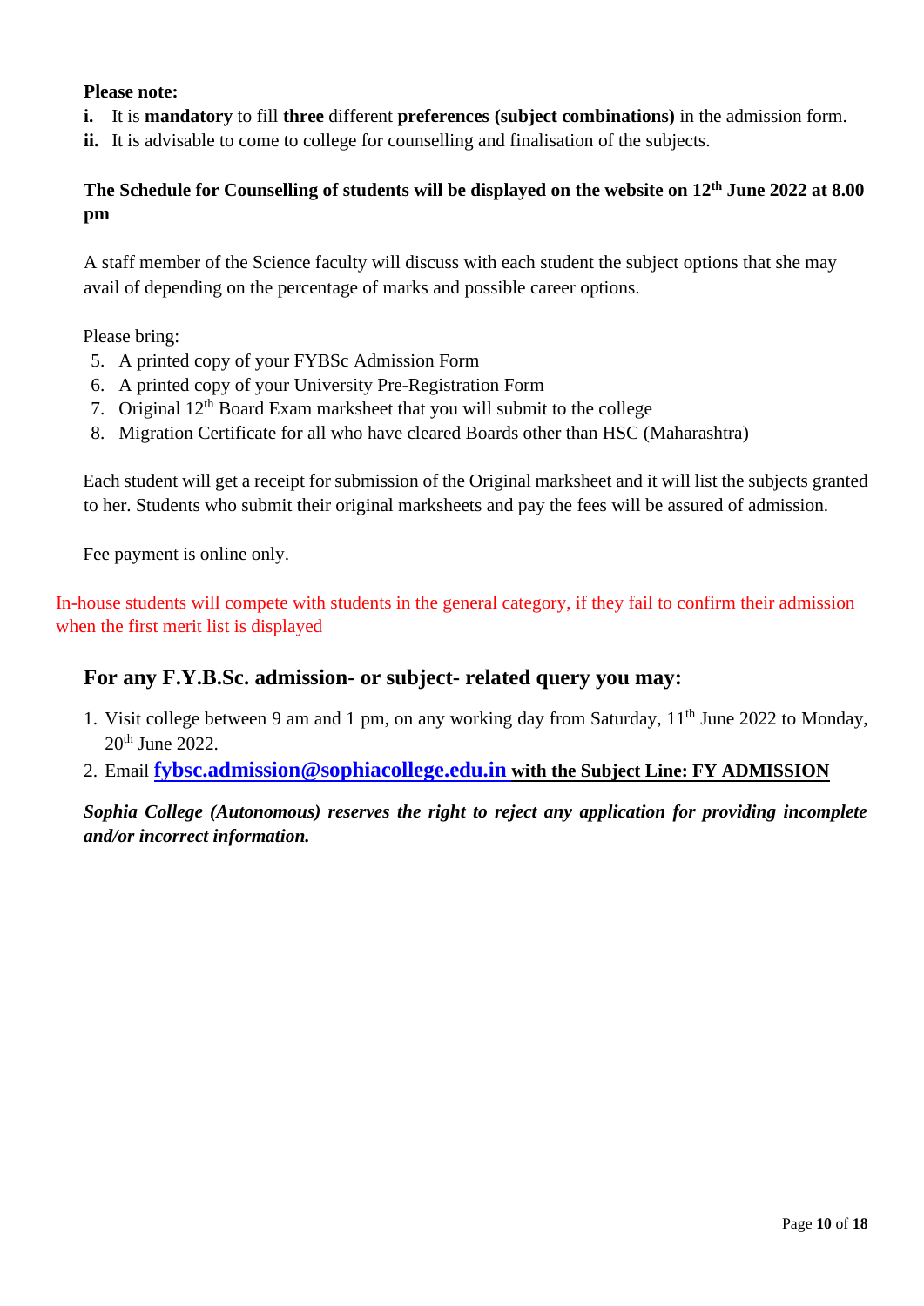**Please note:**

**i.** It is **mandatory** to fill **three** different **preferences (subject combinations)** in the admission form.

**ii.** It is advisable to come to college for counselling and finalisation of the subjects.

**The Schedule for Counselling of students will be displayed on the website on 12th June 2022 at 8.00 pm**

A staff member of the Science faculty will discuss with each student the subject options that she may avail of depending on the percentage of marks and possible career options.

Please bring:

5. A printed copy of your FYBSc Admission Form
6. A printed copy of your University Pre-Registration Form
7. Original 12th Board Exam marksheet that you will submit to the college
8. Migration Certificate for all who have cleared Boards other than HSC (Maharashtra)

Each student will get a receipt for submission of the Original marksheet and it will list the subjects granted to her. Students who submit their original marksheets and pay the fees will be assured of admission.

Fee payment is online only.

In-house students will compete with students in the general category, if they fail to confirm their admission when the first merit list is displayed

## For any F.Y.B.Sc. admission- or subject- related query you may:

1. Visit college between 9 am and 1 pm, on any working day from Saturday, 11th June 2022 to Monday, 20th June 2022.
2. Email **fybsc.admission@sophiacollege.edu.in** **with the Subject Line: FY ADMISSION**

***Sophia College (Autonomous) reserves the right to reject any application for providing incomplete and/or incorrect information.***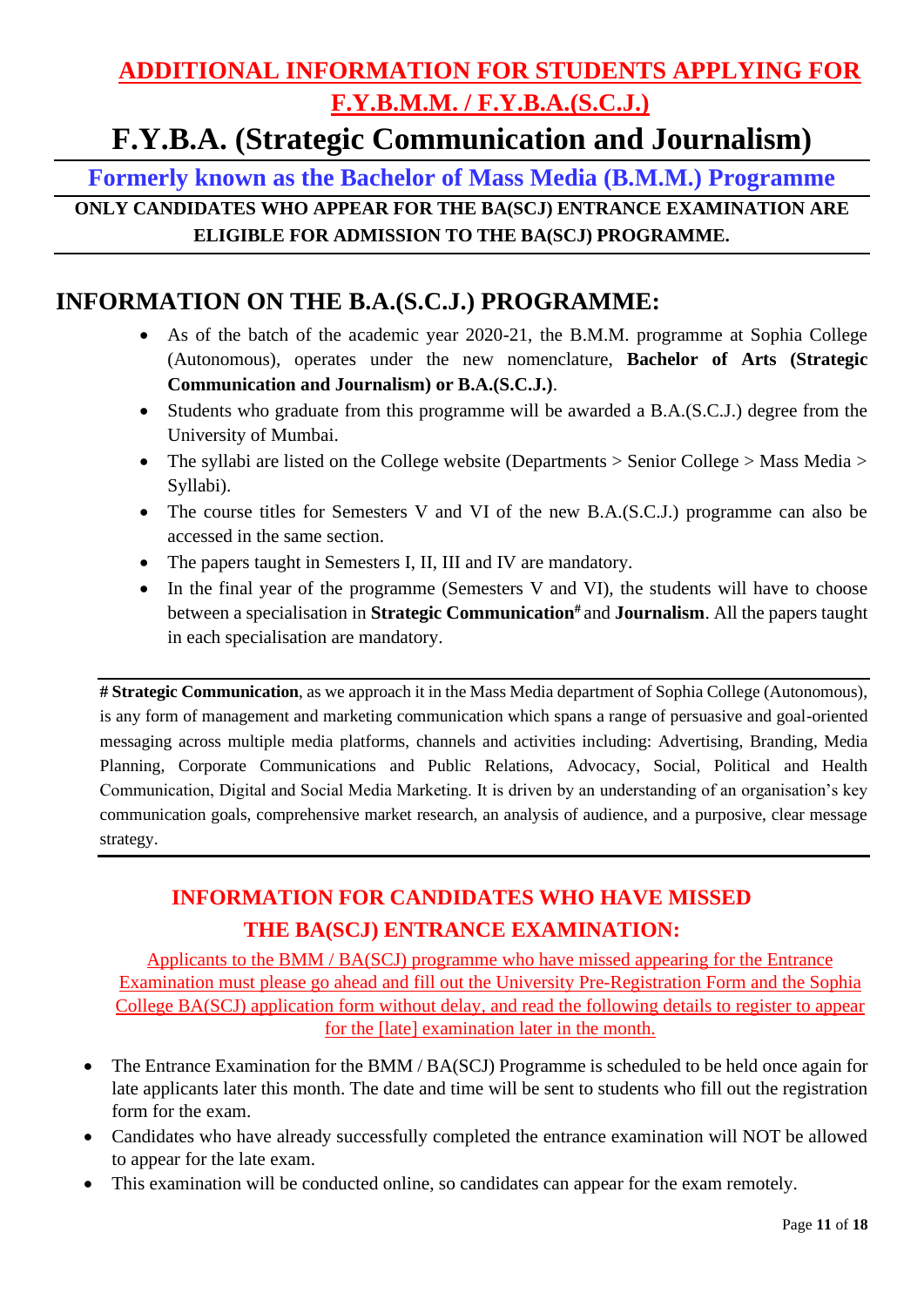## ADDITIONAL INFORMATION FOR STUDENTS APPLYING FOR F.Y.B.M.M. / F.Y.B.A.(S.C.J.)

# F.Y.B.A. (Strategic Communication and Journalism)

**Formerly known as the Bachelor of Mass Media (B.M.M.) Programme**

**ONLY CANDIDATES WHO APPEAR FOR THE BA(SCJ) ENTRANCE EXAMINATION ARE ELIGIBLE FOR ADMISSION TO THE BA(SCJ) PROGRAMME.**

## INFORMATION ON THE B.A.(S.C.J.) PROGRAMME:

- As of the batch of the academic year 2020-21, the B.M.M. programme at Sophia College (Autonomous), operates under the new nomenclature, **Bachelor of Arts (Strategic Communication and Journalism) or B.A.(S.C.J.)**.
- Students who graduate from this programme will be awarded a B.A.(S.C.J.) degree from the University of Mumbai.
- The syllabi are listed on the College website (Departments > Senior College > Mass Media > Syllabi).
- The course titles for Semesters V and VI of the new B.A.(S.C.J.) programme can also be accessed in the same section.
- The papers taught in Semesters I, II, III and IV are mandatory.
- In the final year of the programme (Semesters V and VI), the students will have to choose between a specialisation in **Strategic Communication#** and **Journalism**. All the papers taught in each specialisation are mandatory.

**# Strategic Communication**, as we approach it in the Mass Media department of Sophia College (Autonomous), is any form of management and marketing communication which spans a range of persuasive and goal-oriented messaging across multiple media platforms, channels and activities including: Advertising, Branding, Media Planning, Corporate Communications and Public Relations, Advocacy, Social, Political and Health Communication, Digital and Social Media Marketing. It is driven by an understanding of an organisation's key communication goals, comprehensive market research, an analysis of audience, and a purposive, clear message strategy.

## INFORMATION FOR CANDIDATES WHO HAVE MISSED THE BA(SCJ) ENTRANCE EXAMINATION:

Applicants to the BMM / BA(SCJ) programme who have missed appearing for the Entrance Examination must please go ahead and fill out the University Pre-Registration Form and the Sophia College BA(SCJ) application form without delay, and read the following details to register to appear for the [late] examination later in the month.

- The Entrance Examination for the BMM / BA(SCJ) Programme is scheduled to be held once again for late applicants later this month. The date and time will be sent to students who fill out the registration form for the exam.
- Candidates who have already successfully completed the entrance examination will NOT be allowed to appear for the late exam.
- This examination will be conducted online, so candidates can appear for the exam remotely.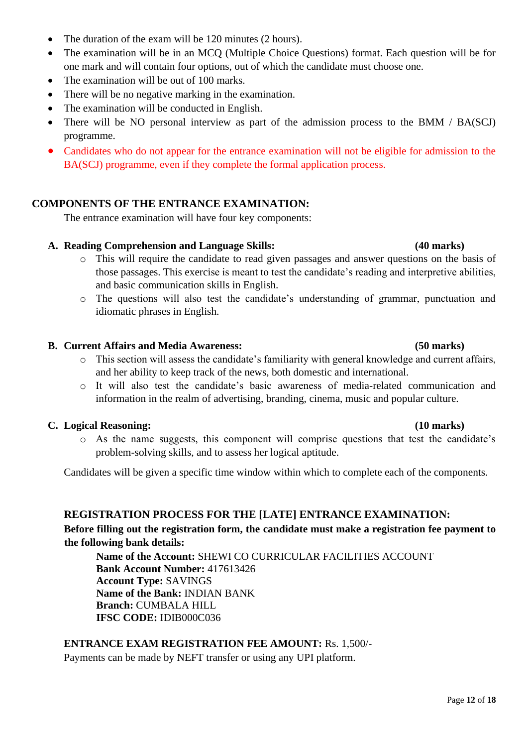- The duration of the exam will be 120 minutes (2 hours).
- The examination will be in an MCQ (Multiple Choice Questions) format. Each question will be for one mark and will contain four options, out of which the candidate must choose one.
- The examination will be out of 100 marks.
- There will be no negative marking in the examination.
- The examination will be conducted in English.
- There will be NO personal interview as part of the admission process to the BMM / BA(SCJ) programme.
- Candidates who do not appear for the entrance examination will not be eligible for admission to the BA(SCJ) programme, even if they complete the formal application process.

## COMPONENTS OF THE ENTRANCE EXAMINATION:

The entrance examination will have four key components:

**A. Reading Comprehension and Language Skills: (40 marks)**

- This will require the candidate to read given passages and answer questions on the basis of those passages. This exercise is meant to test the candidate's reading and interpretive abilities, and basic communication skills in English.
- The questions will also test the candidate's understanding of grammar, punctuation and idiomatic phrases in English.

**B. Current Affairs and Media Awareness: (50 marks)**

- This section will assess the candidate's familiarity with general knowledge and current affairs, and her ability to keep track of the news, both domestic and international.
- It will also test the candidate's basic awareness of media-related communication and information in the realm of advertising, branding, cinema, music and popular culture.

**C. Logical Reasoning: (10 marks)**

- As the name suggests, this component will comprise questions that test the candidate's problem-solving skills, and to assess her logical aptitude.

Candidates will be given a specific time window within which to complete each of the components.

## REGISTRATION PROCESS FOR THE [LATE] ENTRANCE EXAMINATION:

**Before filling out the registration form, the candidate must make a registration fee payment to the following bank details:**

**Name of the Account:** SHEWI CO CURRICULAR FACILITIES ACCOUNT
**Bank Account Number:** 417613426
**Account Type:** SAVINGS
**Name of the Bank:** INDIAN BANK
**Branch:** CUMBALA HILL
**IFSC CODE:** IDIB000C036

**ENTRANCE EXAM REGISTRATION FEE AMOUNT:** Rs. 1,500/-
Payments can be made by NEFT transfer or using any UPI platform.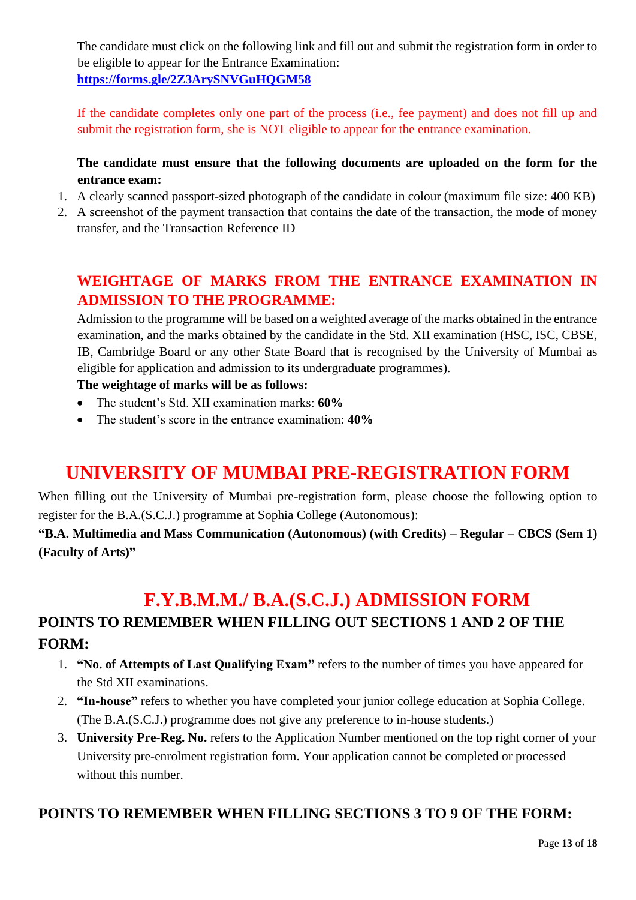The candidate must click on the following link and fill out and submit the registration form in order to be eligible to appear for the Entrance Examination:
**https://forms.gle/2Z3ArySNVGuHQGM58**

If the candidate completes only one part of the process (i.e., fee payment) and does not fill up and submit the registration form, she is NOT eligible to appear for the entrance examination.

**The candidate must ensure that the following documents are uploaded on the form for the entrance exam:**

1. A clearly scanned passport-sized photograph of the candidate in colour (maximum file size: 400 KB)
2. A screenshot of the payment transaction that contains the date of the transaction, the mode of money transfer, and the Transaction Reference ID

### WEIGHTAGE OF MARKS FROM THE ENTRANCE EXAMINATION IN ADMISSION TO THE PROGRAMME:

Admission to the programme will be based on a weighted average of the marks obtained in the entrance examination, and the marks obtained by the candidate in the Std. XII examination (HSC, ISC, CBSE, IB, Cambridge Board or any other State Board that is recognised by the University of Mumbai as eligible for application and admission to its undergraduate programmes).

**The weightage of marks will be as follows:**

- The student's Std. XII examination marks: **60%**
- The student's score in the entrance examination: **40%**

## UNIVERSITY OF MUMBAI PRE-REGISTRATION FORM

When filling out the University of Mumbai pre-registration form, please choose the following option to register for the B.A.(S.C.J.) programme at Sophia College (Autonomous):

**"B.A. Multimedia and Mass Communication (Autonomous) (with Credits) – Regular – CBCS (Sem 1) (Faculty of Arts)"**

## F.Y.B.M.M./ B.A.(S.C.J.) ADMISSION FORM

### POINTS TO REMEMBER WHEN FILLING OUT SECTIONS 1 AND 2 OF THE FORM:

1. **"No. of Attempts of Last Qualifying Exam"** refers to the number of times you have appeared for the Std XII examinations.
2. **"In-house"** refers to whether you have completed your junior college education at Sophia College. (The B.A.(S.C.J.) programme does not give any preference to in-house students.)
3. **University Pre-Reg. No.** refers to the Application Number mentioned on the top right corner of your University pre-enrolment registration form. Your application cannot be completed or processed without this number.

### POINTS TO REMEMBER WHEN FILLING SECTIONS 3 TO 9 OF THE FORM: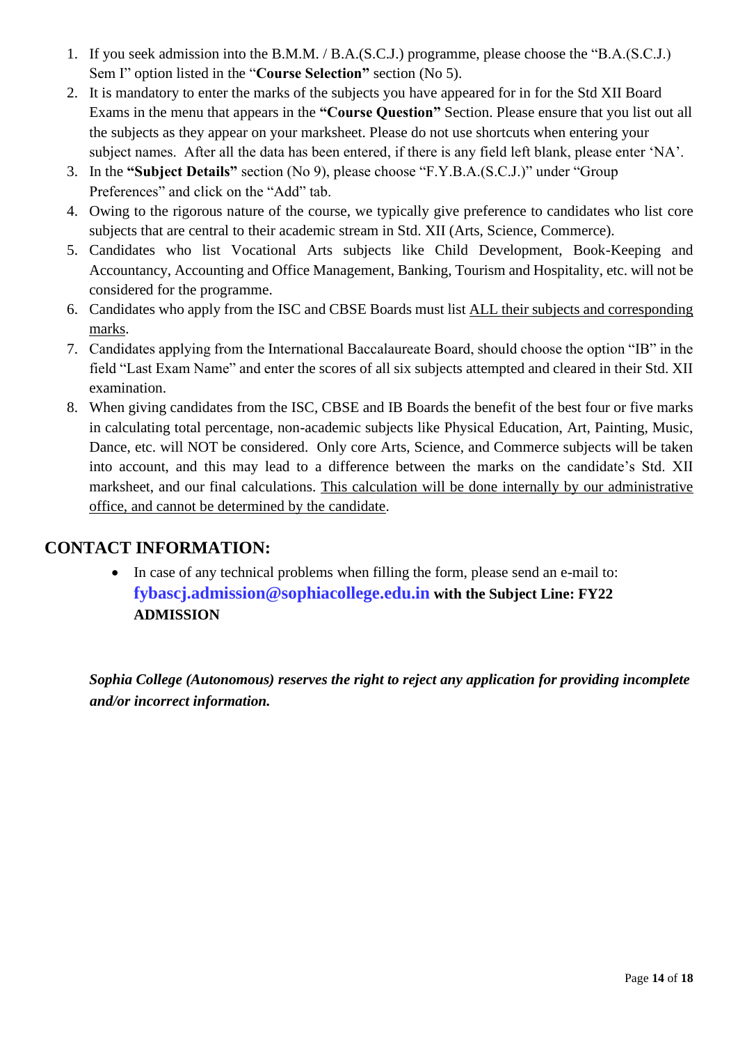1. If you seek admission into the B.M.M. / B.A.(S.C.J.) programme, please choose the "B.A.(S.C.J.) Sem I" option listed in the "**Course Selection**" section (No 5).
2. It is mandatory to enter the marks of the subjects you have appeared for in for the Std XII Board Exams in the menu that appears in the **"Course Question"** Section. Please ensure that you list out all the subjects as they appear on your marksheet. Please do not use shortcuts when entering your subject names. After all the data has been entered, if there is any field left blank, please enter 'NA'.
3. In the **"Subject Details"** section (No 9), please choose "F.Y.B.A.(S.C.J.)" under "Group Preferences" and click on the "Add" tab.
4. Owing to the rigorous nature of the course, we typically give preference to candidates who list core subjects that are central to their academic stream in Std. XII (Arts, Science, Commerce).
5. Candidates who list Vocational Arts subjects like Child Development, Book-Keeping and Accountancy, Accounting and Office Management, Banking, Tourism and Hospitality, etc. will not be considered for the programme.
6. Candidates who apply from the ISC and CBSE Boards must list <u>ALL their subjects and corresponding marks</u>.
7. Candidates applying from the International Baccalaureate Board, should choose the option "IB" in the field "Last Exam Name" and enter the scores of all six subjects attempted and cleared in their Std. XII examination.
8. When giving candidates from the ISC, CBSE and IB Boards the benefit of the best four or five marks in calculating total percentage, non-academic subjects like Physical Education, Art, Painting, Music, Dance, etc. will NOT be considered. Only core Arts, Science, and Commerce subjects will be taken into account, and this may lead to a difference between the marks on the candidate's Std. XII marksheet, and our final calculations. <u>This calculation will be done internally by our administrative office, and cannot be determined by the candidate</u>.

## CONTACT INFORMATION:

- In case of any technical problems when filling the form, please send an e-mail to: **fybascj.admission@sophiacollege.edu.in** **with the Subject Line: FY22 ADMISSION**

***Sophia College (Autonomous) reserves the right to reject any application for providing incomplete and/or incorrect information.***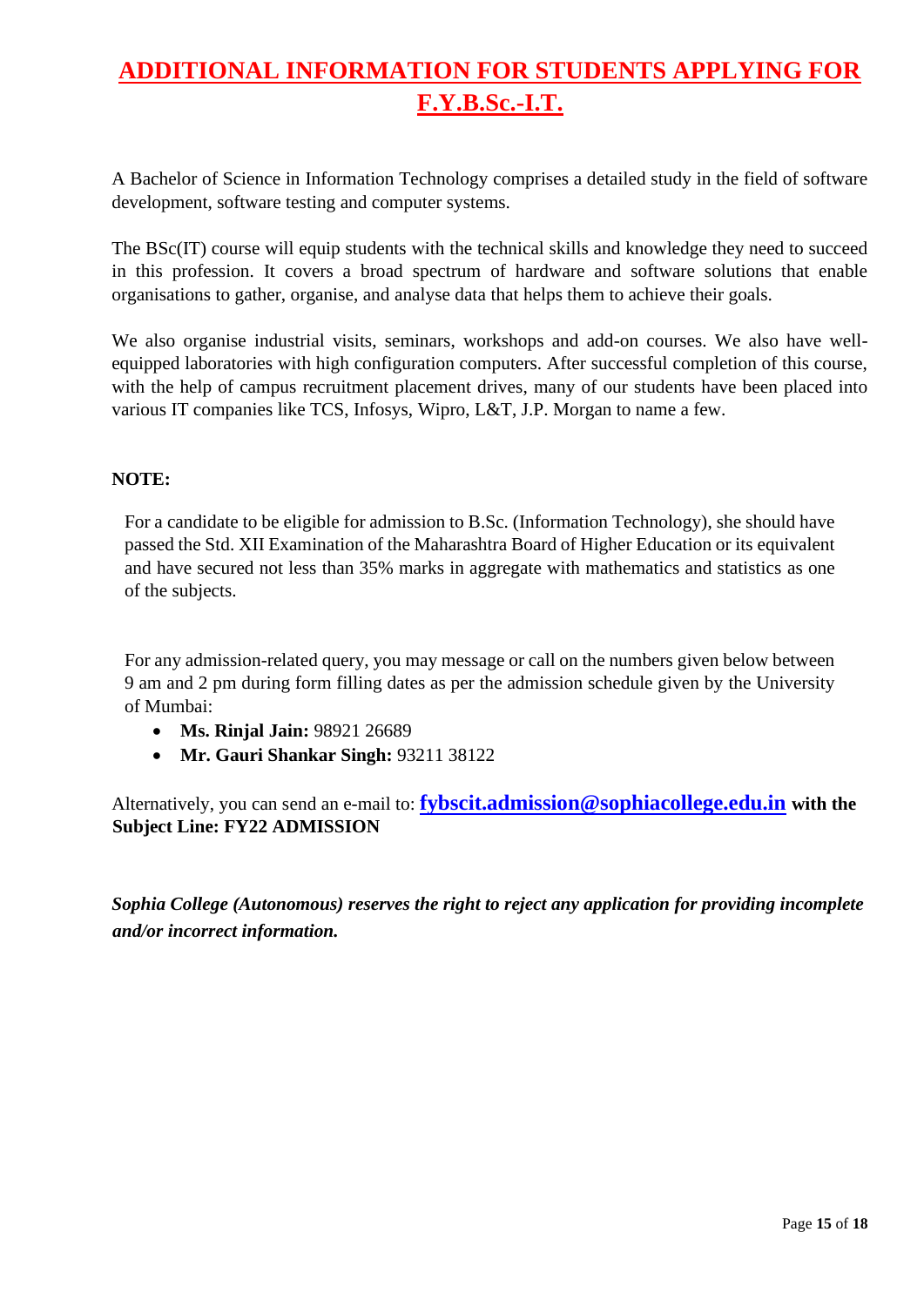# ADDITIONAL INFORMATION FOR STUDENTS APPLYING FOR F.Y.B.Sc.-I.T.

A Bachelor of Science in Information Technology comprises a detailed study in the field of software development, software testing and computer systems.

The BSc(IT) course will equip students with the technical skills and knowledge they need to succeed in this profession. It covers a broad spectrum of hardware and software solutions that enable organisations to gather, organise, and analyse data that helps them to achieve their goals.

We also organise industrial visits, seminars, workshops and add-on courses. We also have well-equipped laboratories with high configuration computers. After successful completion of this course, with the help of campus recruitment placement drives, many of our students have been placed into various IT companies like TCS, Infosys, Wipro, L&T, J.P. Morgan to name a few.

**NOTE:**

For a candidate to be eligible for admission to B.Sc. (Information Technology), she should have passed the Std. XII Examination of the Maharashtra Board of Higher Education or its equivalent and have secured not less than 35% marks in aggregate with mathematics and statistics as one of the subjects.

For any admission-related query, you may message or call on the numbers given below between 9 am and 2 pm during form filling dates as per the admission schedule given by the University of Mumbai:

- **Ms. Rinjal Jain:** 98921 26689
- **Mr. Gauri Shankar Singh:** 93211 38122

Alternatively, you can send an e-mail to: **fybscit.admission@sophiacollege.edu.in** **with the Subject Line: FY22 ADMISSION**

***Sophia College (Autonomous) reserves the right to reject any application for providing incomplete and/or incorrect information.***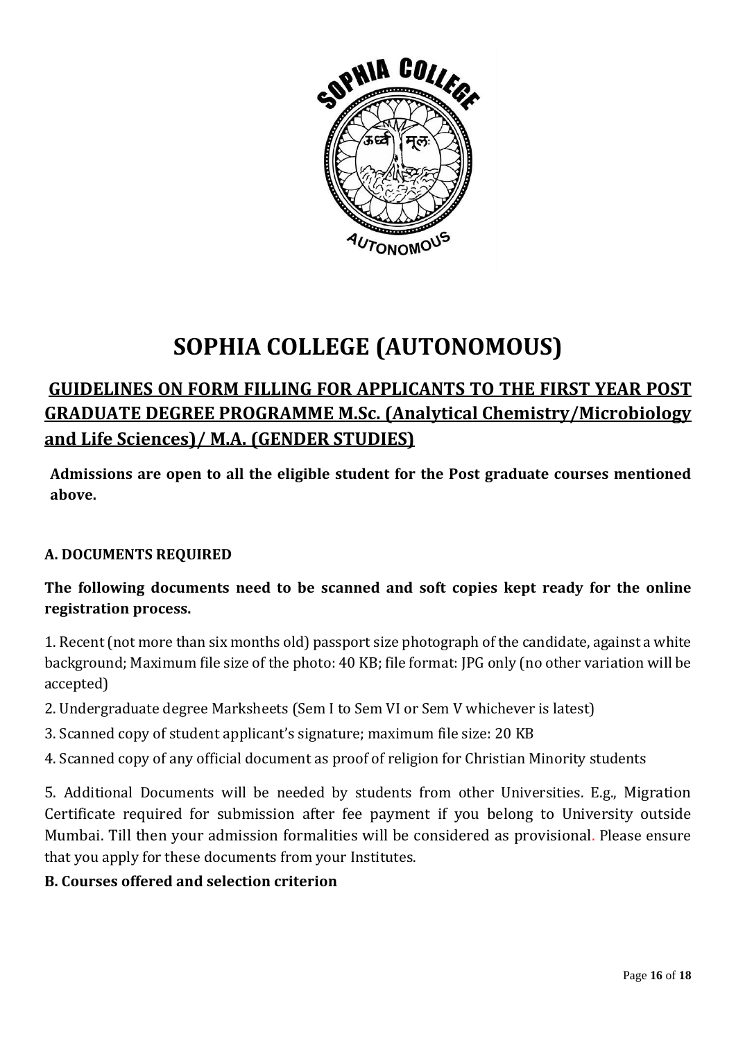# SOPHIA COLLEGE (AUTONOMOUS)

## GUIDELINES ON FORM FILLING FOR APPLICANTS TO THE FIRST YEAR POST GRADUATE DEGREE PROGRAMME M.Sc. (Analytical Chemistry/Microbiology and Life Sciences)/ M.A. (GENDER STUDIES)

**Admissions are open to all the eligible student for the Post graduate courses mentioned above.**

### A. DOCUMENTS REQUIRED

**The following documents need to be scanned and soft copies kept ready for the online registration process.**

1. Recent (not more than six months old) passport size photograph of the candidate, against a white background; Maximum file size of the photo: 40 KB; file format: JPG only (no other variation will be accepted)
2. Undergraduate degree Marksheets (Sem I to Sem VI or Sem V whichever is latest)
3. Scanned copy of student applicant's signature; maximum file size: 20 KB
4. Scanned copy of any official document as proof of religion for Christian Minority students
5. Additional Documents will be needed by students from other Universities. E.g., Migration Certificate required for submission after fee payment if you belong to University outside Mumbai. Till then your admission formalities will be considered as provisional. Please ensure that you apply for these documents from your Institutes.

### B. Courses offered and selection criterion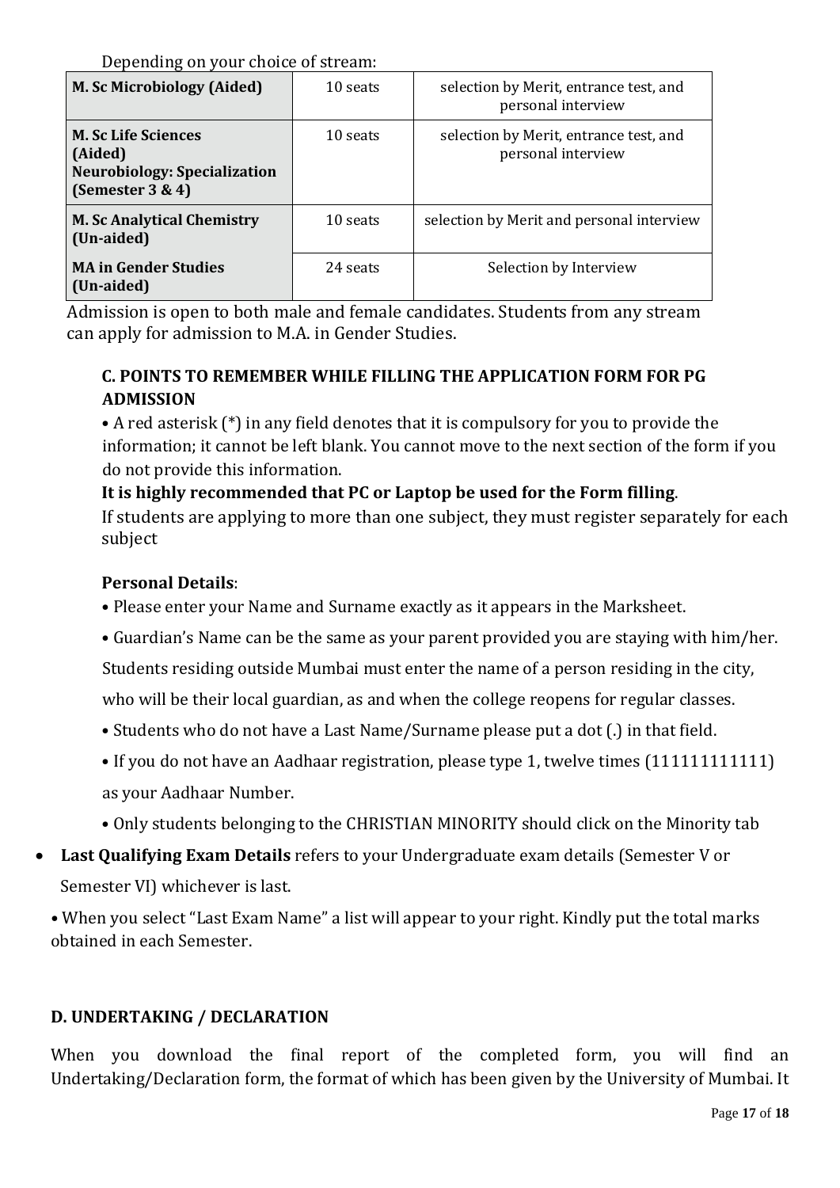Depending on your choice of stream:

| | | |
|---|---|---|
| **M. Sc Microbiology (Aided)** | 10 seats | selection by Merit, entrance test, and personal interview |
| **M. Sc Life Sciences (Aided) Neurobiology: Specialization (Semester 3 & 4)** | 10 seats | selection by Merit, entrance test, and personal interview |
| **M. Sc Analytical Chemistry (Un-aided)** | 10 seats | selection by Merit and personal interview |
| **MA in Gender Studies (Un-aided)** | 24 seats | Selection by Interview |

Admission is open to both male and female candidates. Students from any stream can apply for admission to M.A. in Gender Studies.

### C. POINTS TO REMEMBER WHILE FILLING THE APPLICATION FORM FOR PG ADMISSION

• A red asterisk (*) in any field denotes that it is compulsory for you to provide the information; it cannot be left blank. You cannot move to the next section of the form if you do not provide this information.

**It is highly recommended that PC or Laptop be used for the Form filling**.

If students are applying to more than one subject, they must register separately for each subject

**Personal Details**:

• Please enter your Name and Surname exactly as it appears in the Marksheet.

• Guardian's Name can be the same as your parent provided you are staying with him/her.

Students residing outside Mumbai must enter the name of a person residing in the city, who will be their local guardian, as and when the college reopens for regular classes.

• Students who do not have a Last Name/Surname please put a dot (.) in that field.

• If you do not have an Aadhaar registration, please type 1, twelve times (111111111111) as your Aadhaar Number.

• Only students belonging to the CHRISTIAN MINORITY should click on the Minority tab

- **Last Qualifying Exam Details** refers to your Undergraduate exam details (Semester V or Semester VI) whichever is last.

• When you select "Last Exam Name" a list will appear to your right. Kindly put the total marks obtained in each Semester.

### D. UNDERTAKING / DECLARATION

When you download the final report of the completed form, you will find an Undertaking/Declaration form, the format of which has been given by the University of Mumbai. It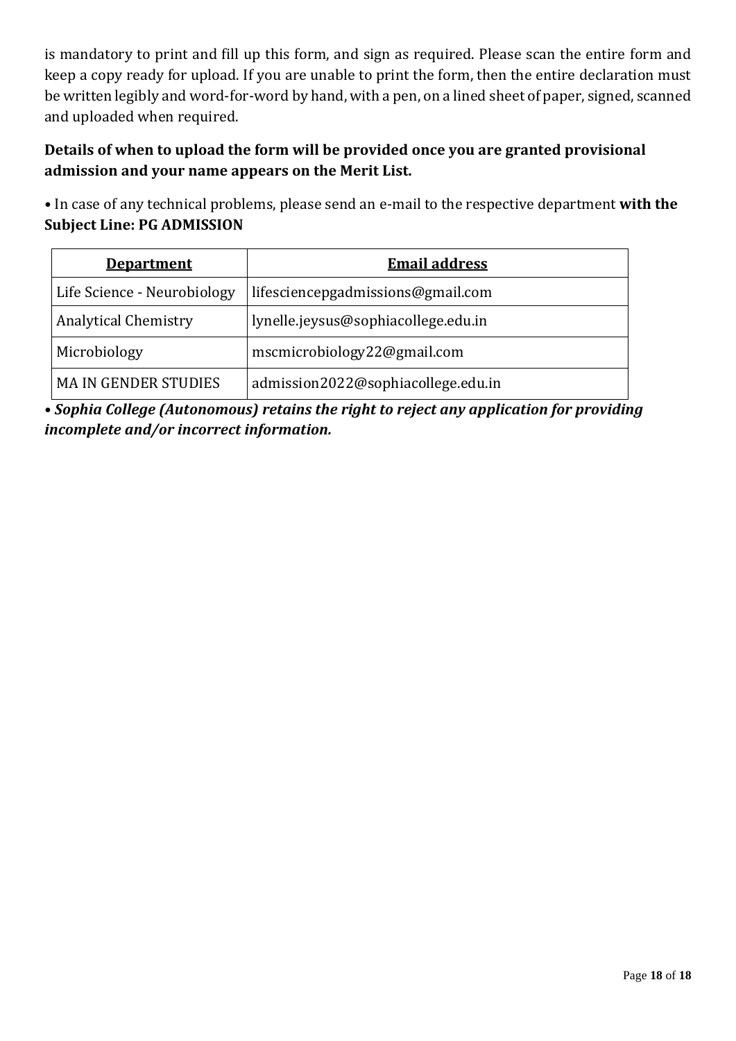is mandatory to print and fill up this form, and sign as required. Please scan the entire form and keep a copy ready for upload. If you are unable to print the form, then the entire declaration must be written legibly and word-for-word by hand, with a pen, on a lined sheet of paper, signed, scanned and uploaded when required.

**Details of when to upload the form will be provided once you are granted provisional admission and your name appears on the Merit List.**

• In case of any technical problems, please send an e-mail to the respective department **with the Subject Line: PG ADMISSION**

| Department | Email address |
|---|---|
| Life Science - Neurobiology | lifesciencepgadmissions@gmail.com |
| Analytical Chemistry | lynelle.jeysus@sophiacollege.edu.in |
| Microbiology | mscmicrobiology22@gmail.com |
| MA IN GENDER STUDIES | admission2022@sophiacollege.edu.in |

• ***Sophia College (Autonomous) retains the right to reject any application for providing incomplete and/or incorrect information.***